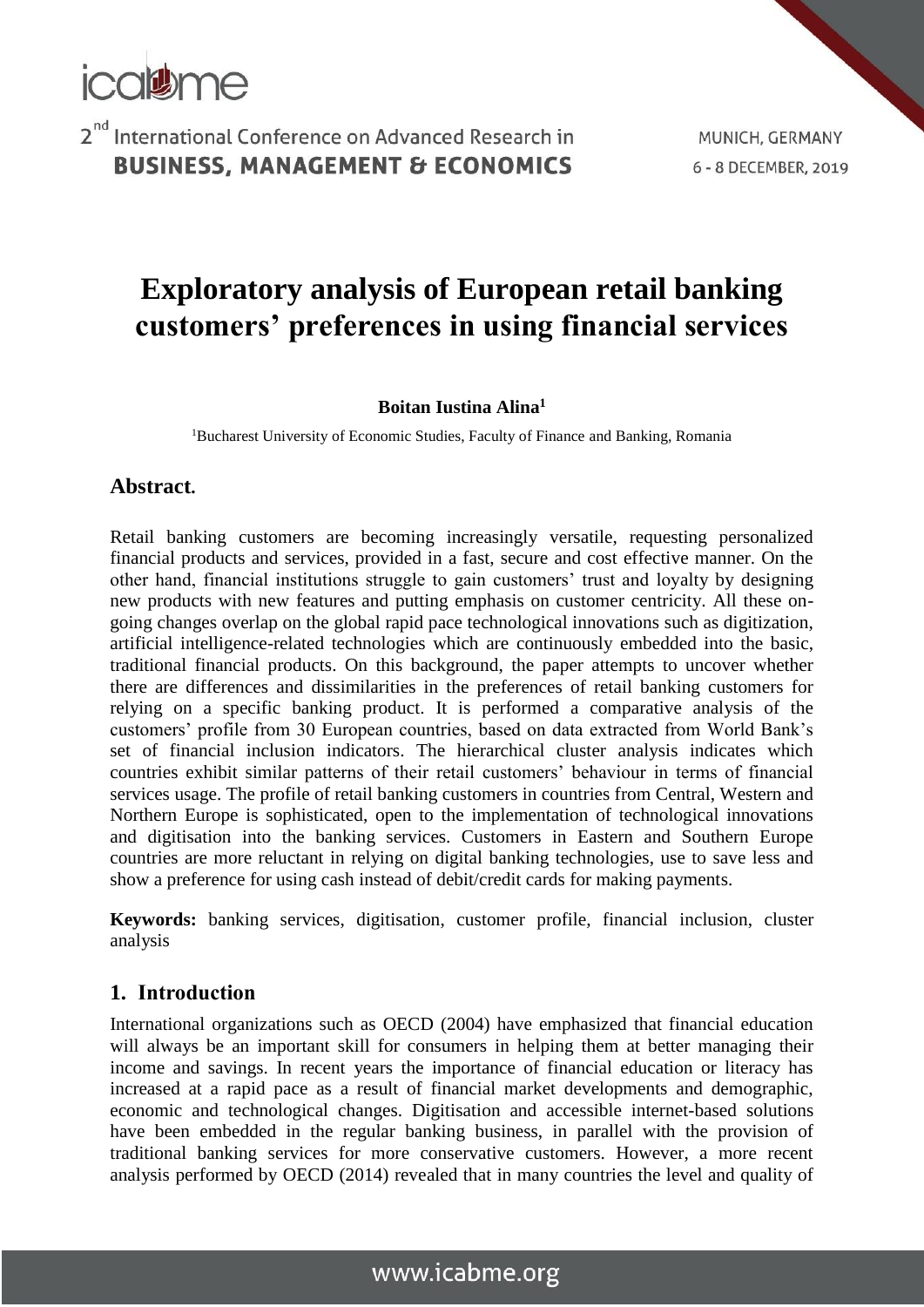# Exploratory analysis of European retail banking customers' preferences in using financial services

**Boitan Iustina Alina**[1]

[1]Bucharest University of Economic Studies, Faculty of Finance and Banking, Romania

## Abstract.

Retail banking customers are becoming increasingly versatile, requesting personalized financial products and services, provided in a fast, secure and cost effective manner. On the other hand, financial institutions struggle to gain customers' trust and loyalty by designing new products with new features and putting emphasis on customer centricity. All these on-going changes overlap on the global rapid pace technological innovations such as digitization, artificial intelligence-related technologies which are continuously embedded into the basic, traditional financial products. On this background, the paper attempts to uncover whether there are differences and dissimilarities in the preferences of retail banking customers for relying on a specific banking product. It is performed a comparative analysis of the customers' profile from 30 European countries, based on data extracted from World Bank's set of financial inclusion indicators. The hierarchical cluster analysis indicates which countries exhibit similar patterns of their retail customers' behaviour in terms of financial services usage. The profile of retail banking customers in countries from Central, Western and Northern Europe is sophisticated, open to the implementation of technological innovations and digitisation into the banking services. Customers in Eastern and Southern Europe countries are more reluctant in relying on digital banking technologies, use to save less and show a preference for using cash instead of debit/credit cards for making payments.

**Keywords:** banking services, digitisation, customer profile, financial inclusion, cluster analysis

## 1. Introduction

International organizations such as OECD (2004) have emphasized that financial education will always be an important skill for consumers in helping them at better managing their income and savings. In recent years the importance of financial education or literacy has increased at a rapid pace as a result of financial market developments and demographic, economic and technological changes. Digitisation and accessible internet-based solutions have been embedded in the regular banking business, in parallel with the provision of traditional banking services for more conservative customers. However, a more recent analysis performed by OECD (2014) revealed that in many countries the level and quality of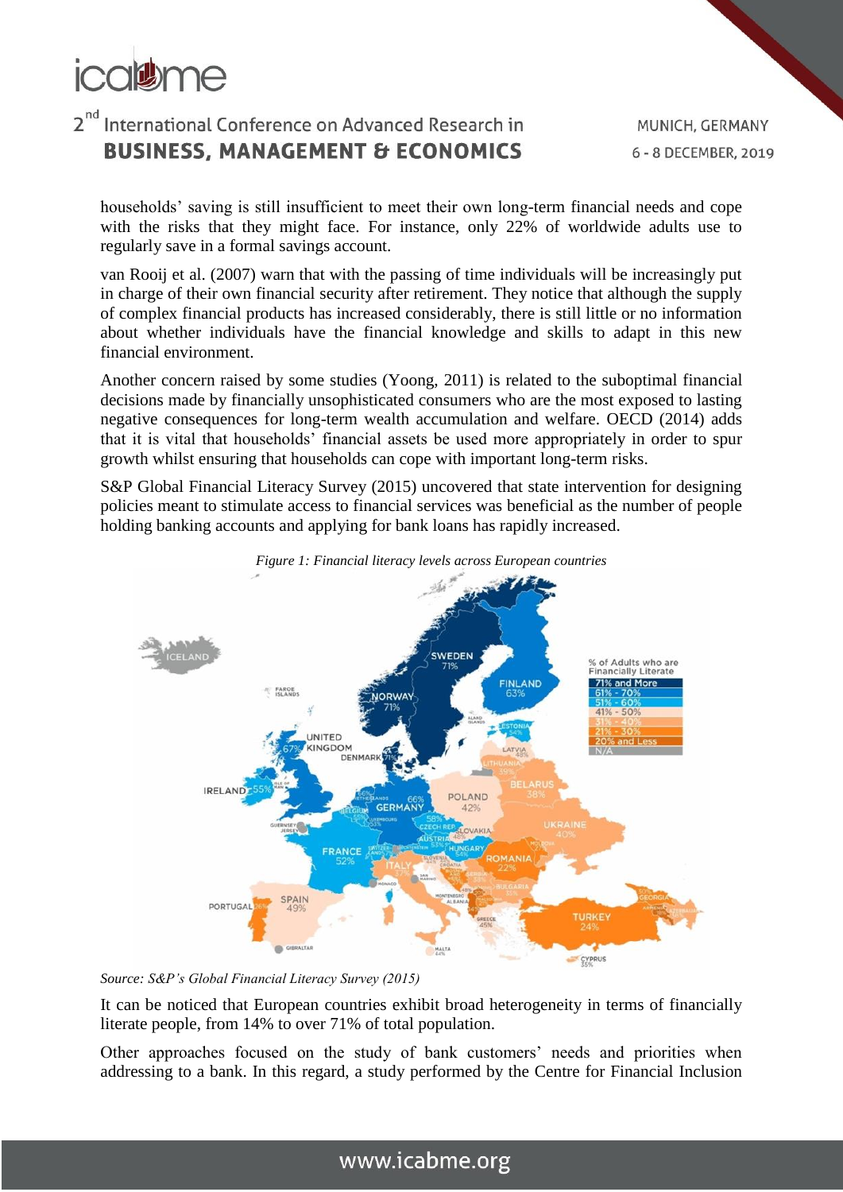households' saving is still insufficient to meet their own long-term financial needs and cope with the risks that they might face. For instance, only 22% of worldwide adults use to regularly save in a formal savings account.

van Rooij et al. (2007) warn that with the passing of time individuals will be increasingly put in charge of their own financial security after retirement. They notice that although the supply of complex financial products has increased considerably, there is still little or no information about whether individuals have the financial knowledge and skills to adapt in this new financial environment.

Another concern raised by some studies (Yoong, 2011) is related to the suboptimal financial decisions made by financially unsophisticated consumers who are the most exposed to lasting negative consequences for long-term wealth accumulation and welfare. OECD (2014) adds that it is vital that households' financial assets be used more appropriately in order to spur growth whilst ensuring that households can cope with important long-term risks.

S&P Global Financial Literacy Survey (2015) uncovered that state intervention for designing policies meant to stimulate access to financial services was beneficial as the number of people holding banking accounts and applying for bank loans has rapidly increased.

*Figure 1: Financial literacy levels across European countries*

*Source: S&P's Global Financial Literacy Survey (2015)*

It can be noticed that European countries exhibit broad heterogeneity in terms of financially literate people, from 14% to over 71% of total population.

Other approaches focused on the study of bank customers' needs and priorities when addressing to a bank. In this regard, a study performed by the Centre for Financial Inclusion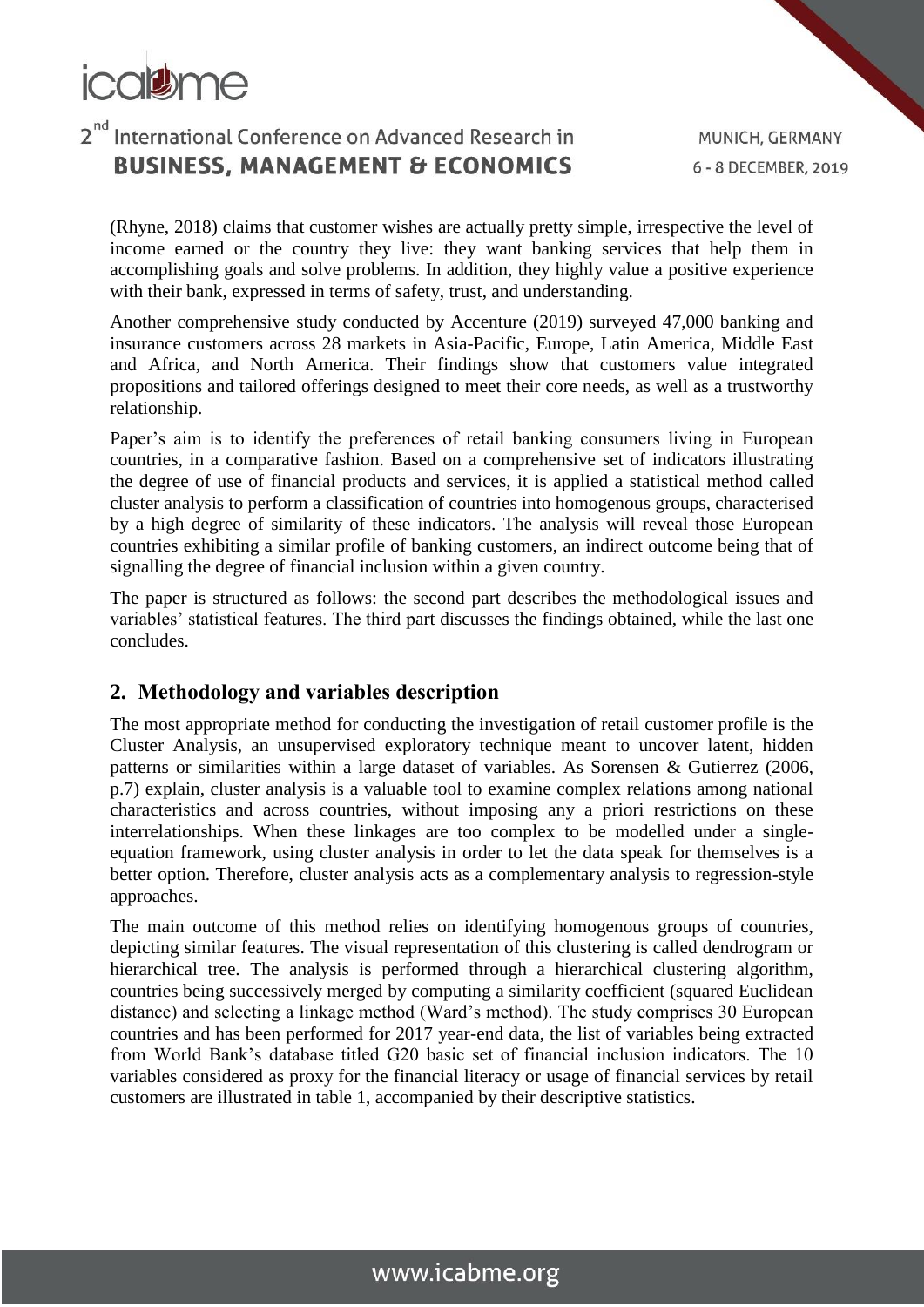(Rhyne, 2018) claims that customer wishes are actually pretty simple, irrespective the level of income earned or the country they live: they want banking services that help them in accomplishing goals and solve problems. In addition, they highly value a positive experience with their bank, expressed in terms of safety, trust, and understanding.

Another comprehensive study conducted by Accenture (2019) surveyed 47,000 banking and insurance customers across 28 markets in Asia-Pacific, Europe, Latin America, Middle East and Africa, and North America. Their findings show that customers value integrated propositions and tailored offerings designed to meet their core needs, as well as a trustworthy relationship.

Paper's aim is to identify the preferences of retail banking consumers living in European countries, in a comparative fashion. Based on a comprehensive set of indicators illustrating the degree of use of financial products and services, it is applied a statistical method called cluster analysis to perform a classification of countries into homogenous groups, characterised by a high degree of similarity of these indicators. The analysis will reveal those European countries exhibiting a similar profile of banking customers, an indirect outcome being that of signalling the degree of financial inclusion within a given country.

The paper is structured as follows: the second part describes the methodological issues and variables' statistical features. The third part discusses the findings obtained, while the last one concludes.

## 2. Methodology and variables description

The most appropriate method for conducting the investigation of retail customer profile is the Cluster Analysis, an unsupervised exploratory technique meant to uncover latent, hidden patterns or similarities within a large dataset of variables. As Sorensen & Gutierrez (2006, p.7) explain, cluster analysis is a valuable tool to examine complex relations among national characteristics and across countries, without imposing any a priori restrictions on these interrelationships. When these linkages are too complex to be modelled under a single-equation framework, using cluster analysis in order to let the data speak for themselves is a better option. Therefore, cluster analysis acts as a complementary analysis to regression-style approaches.

The main outcome of this method relies on identifying homogenous groups of countries, depicting similar features. The visual representation of this clustering is called dendrogram or hierarchical tree. The analysis is performed through a hierarchical clustering algorithm, countries being successively merged by computing a similarity coefficient (squared Euclidean distance) and selecting a linkage method (Ward's method). The study comprises 30 European countries and has been performed for 2017 year-end data, the list of variables being extracted from World Bank's database titled G20 basic set of financial inclusion indicators. The 10 variables considered as proxy for the financial literacy or usage of financial services by retail customers are illustrated in table 1, accompanied by their descriptive statistics.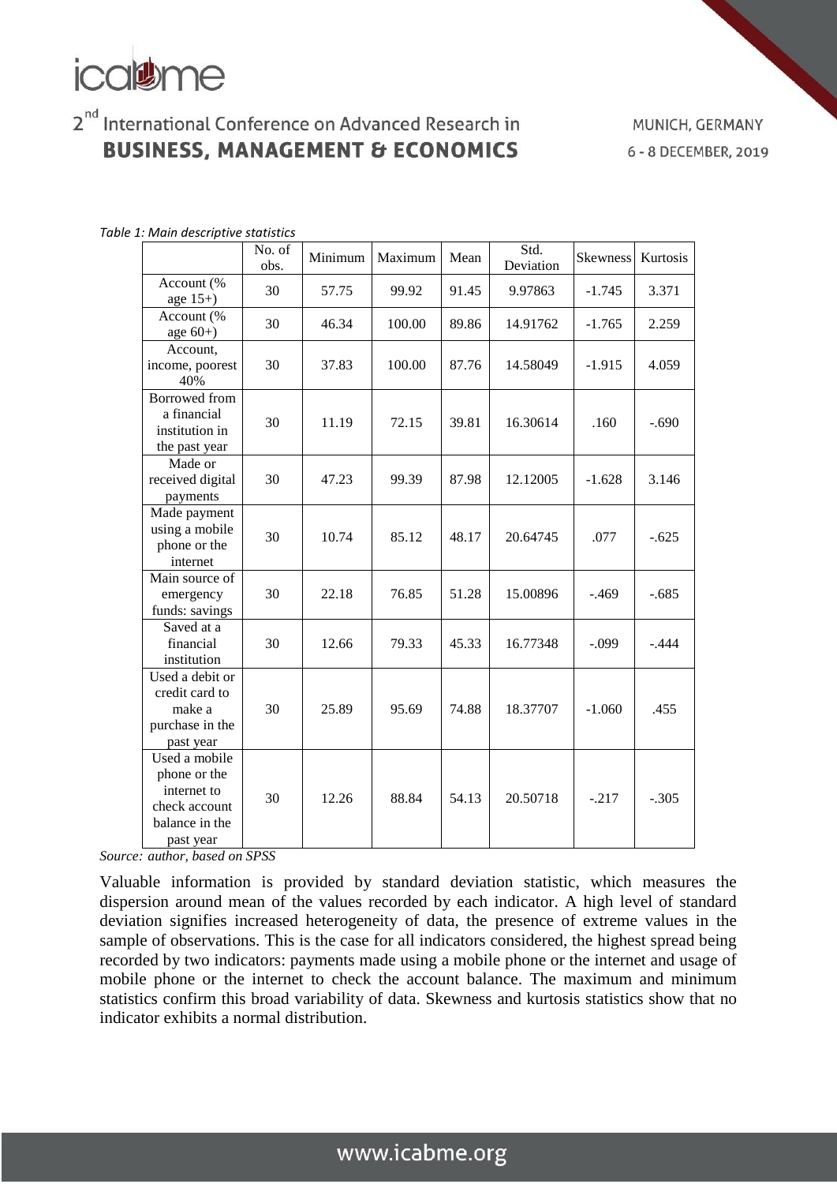*Table 1: Main descriptive statistics*

| | No. of obs. | Minimum | Maximum | Mean | Std. Deviation | Skewness | Kurtosis |
|---|---|---|---|---|---|---|---|
| Account (% age 15+) | 30 | 57.75 | 99.92 | 91.45 | 9.97863 | -1.745 | 3.371 |
| Account (% age 60+) | 30 | 46.34 | 100.00 | 89.86 | 14.91762 | -1.765 | 2.259 |
| Account, income, poorest 40% | 30 | 37.83 | 100.00 | 87.76 | 14.58049 | -1.915 | 4.059 |
| Borrowed from a financial institution in the past year | 30 | 11.19 | 72.15 | 39.81 | 16.30614 | .160 | -.690 |
| Made or received digital payments | 30 | 47.23 | 99.39 | 87.98 | 12.12005 | -1.628 | 3.146 |
| Made payment using a mobile phone or the internet | 30 | 10.74 | 85.12 | 48.17 | 20.64745 | .077 | -.625 |
| Main source of emergency funds: savings | 30 | 22.18 | 76.85 | 51.28 | 15.00896 | -.469 | -.685 |
| Saved at a financial institution | 30 | 12.66 | 79.33 | 45.33 | 16.77348 | -.099 | -.444 |
| Used a debit or credit card to make a purchase in the past year | 30 | 25.89 | 95.69 | 74.88 | 18.37707 | -1.060 | .455 |
| Used a mobile phone or the internet to check account balance in the past year | 30 | 12.26 | 88.84 | 54.13 | 20.50718 | -.217 | -.305 |

*Source: author, based on SPSS*

Valuable information is provided by standard deviation statistic, which measures the dispersion around mean of the values recorded by each indicator. A high level of standard deviation signifies increased heterogeneity of data, the presence of extreme values in the sample of observations. This is the case for all indicators considered, the highest spread being recorded by two indicators: payments made using a mobile phone or the internet and usage of mobile phone or the internet to check the account balance. The maximum and minimum statistics confirm this broad variability of data. Skewness and kurtosis statistics show that no indicator exhibits a normal distribution.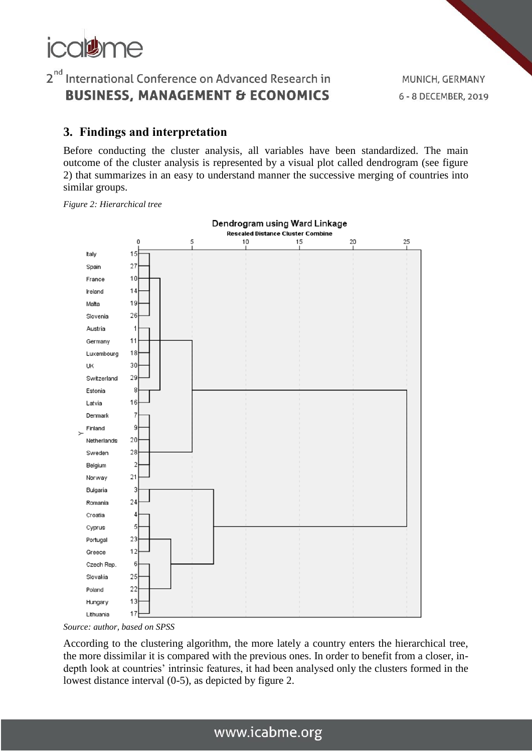## 3. Findings and interpretation

Before conducting the cluster analysis, all variables have been standardized. The main outcome of the cluster analysis is represented by a visual plot called dendrogram (see figure 2) that summarizes in an easy to understand manner the successive merging of countries into similar groups.

*Figure 2: Hierarchical tree*

*Source: author, based on SPSS*

According to the clustering algorithm, the more lately a country enters the hierarchical tree, the more dissimilar it is compared with the previous ones. In order to benefit from a closer, in-depth look at countries' intrinsic features, it had been analysed only the clusters formed in the lowest distance interval (0-5), as depicted by figure 2.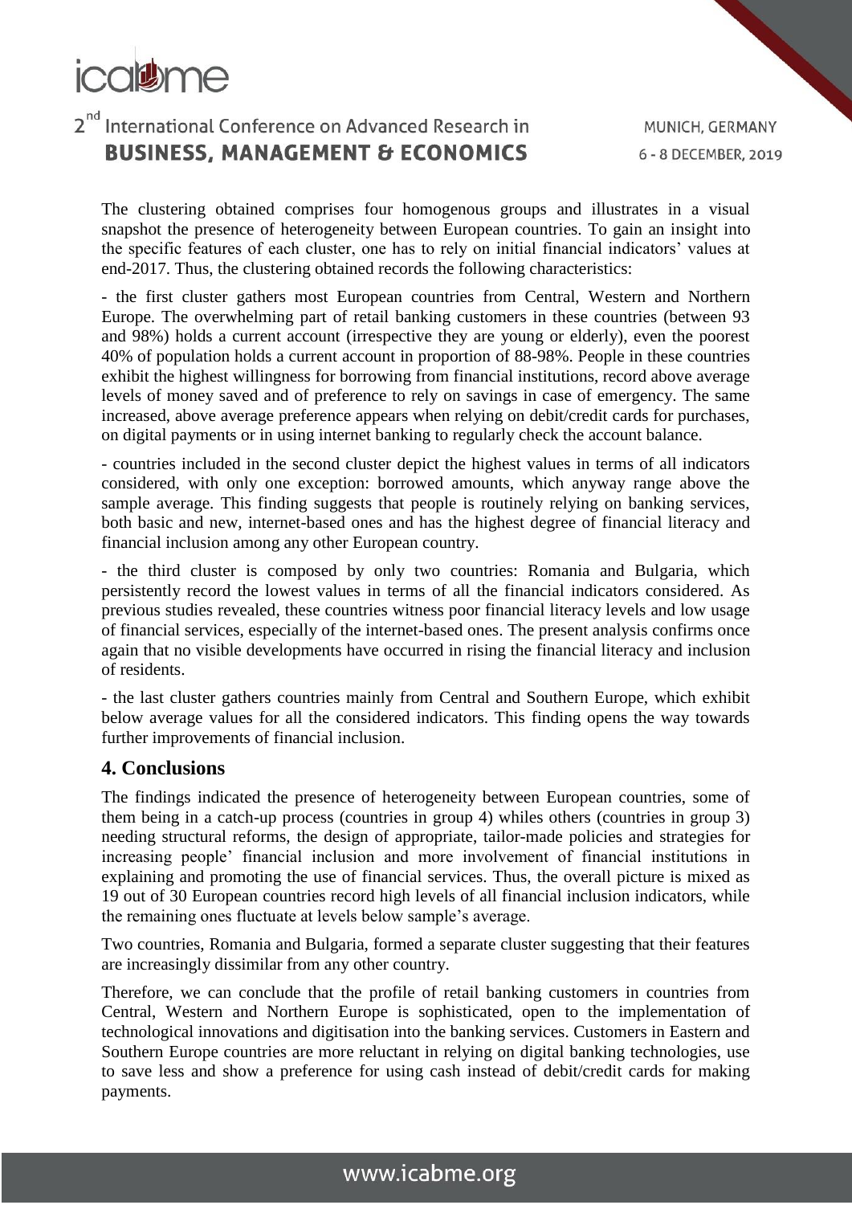The clustering obtained comprises four homogenous groups and illustrates in a visual snapshot the presence of heterogeneity between European countries. To gain an insight into the specific features of each cluster, one has to rely on initial financial indicators' values at end-2017. Thus, the clustering obtained records the following characteristics:

- the first cluster gathers most European countries from Central, Western and Northern Europe. The overwhelming part of retail banking customers in these countries (between 93 and 98%) holds a current account (irrespective they are young or elderly), even the poorest 40% of population holds a current account in proportion of 88-98%. People in these countries exhibit the highest willingness for borrowing from financial institutions, record above average levels of money saved and of preference to rely on savings in case of emergency. The same increased, above average preference appears when relying on debit/credit cards for purchases, on digital payments or in using internet banking to regularly check the account balance.

- countries included in the second cluster depict the highest values in terms of all indicators considered, with only one exception: borrowed amounts, which anyway range above the sample average. This finding suggests that people is routinely relying on banking services, both basic and new, internet-based ones and has the highest degree of financial literacy and financial inclusion among any other European country.

- the third cluster is composed by only two countries: Romania and Bulgaria, which persistently record the lowest values in terms of all the financial indicators considered. As previous studies revealed, these countries witness poor financial literacy levels and low usage of financial services, especially of the internet-based ones. The present analysis confirms once again that no visible developments have occurred in rising the financial literacy and inclusion of residents.

- the last cluster gathers countries mainly from Central and Southern Europe, which exhibit below average values for all the considered indicators. This finding opens the way towards further improvements of financial inclusion.

## 4. Conclusions

The findings indicated the presence of heterogeneity between European countries, some of them being in a catch-up process (countries in group 4) whiles others (countries in group 3) needing structural reforms, the design of appropriate, tailor-made policies and strategies for increasing people' financial inclusion and more involvement of financial institutions in explaining and promoting the use of financial services. Thus, the overall picture is mixed as 19 out of 30 European countries record high levels of all financial inclusion indicators, while the remaining ones fluctuate at levels below sample's average.

Two countries, Romania and Bulgaria, formed a separate cluster suggesting that their features are increasingly dissimilar from any other country.

Therefore, we can conclude that the profile of retail banking customers in countries from Central, Western and Northern Europe is sophisticated, open to the implementation of technological innovations and digitisation into the banking services. Customers in Eastern and Southern Europe countries are more reluctant in relying on digital banking technologies, use to save less and show a preference for using cash instead of debit/credit cards for making payments.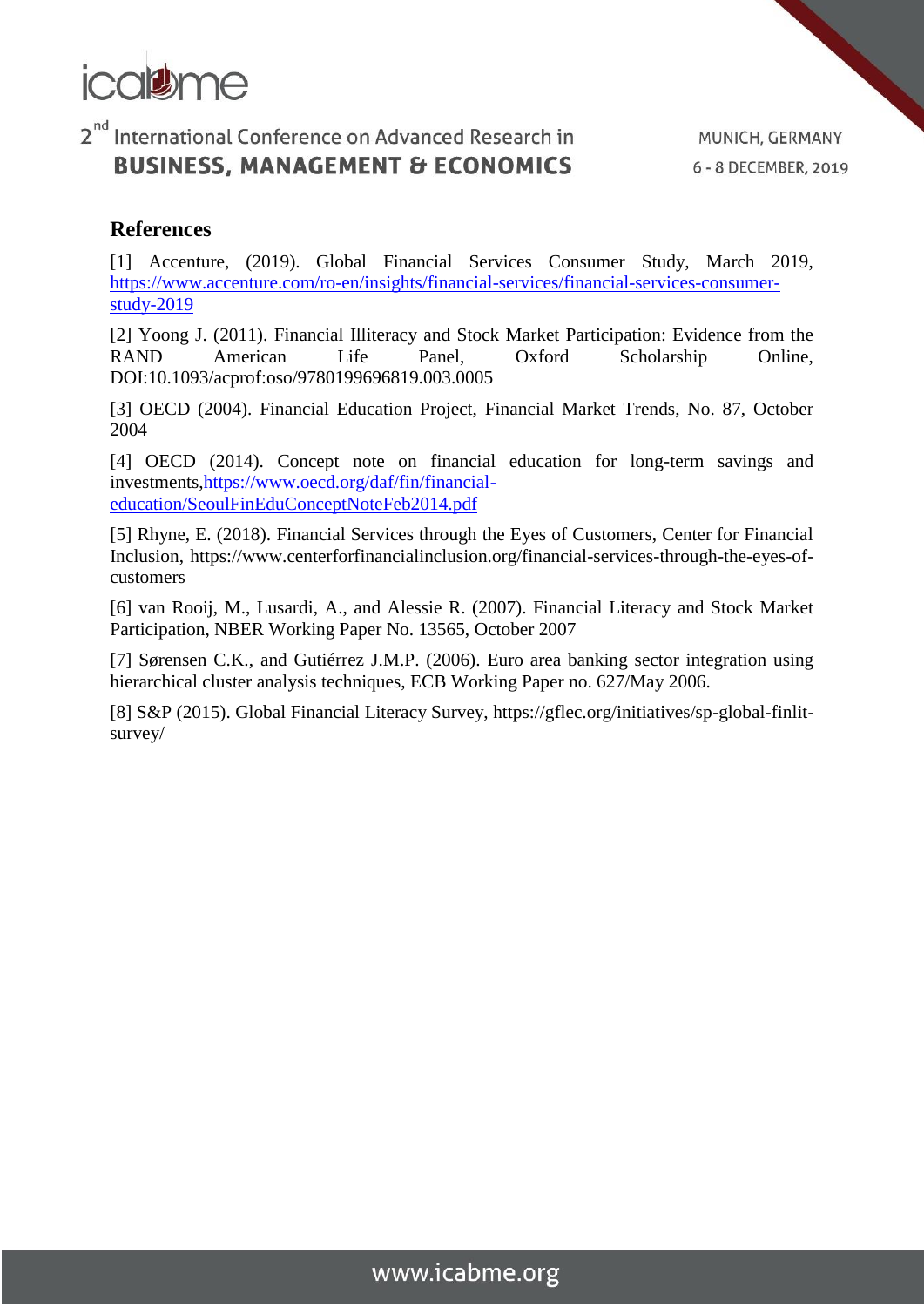## References

[1] Accenture, (2019). Global Financial Services Consumer Study, March 2019, https://www.accenture.com/ro-en/insights/financial-services/financial-services-consumer-study-2019

[2] Yoong J. (2011). Financial Illiteracy and Stock Market Participation: Evidence from the RAND American Life Panel, Oxford Scholarship Online, DOI:10.1093/acprof:oso/9780199696819.003.0005

[3] OECD (2004). Financial Education Project, Financial Market Trends, No. 87, October 2004

[4] OECD (2014). Concept note on financial education for long-term savings and investments,https://www.oecd.org/daf/fin/financial-education/SeoulFinEduConceptNoteFeb2014.pdf

[5] Rhyne, E. (2018). Financial Services through the Eyes of Customers, Center for Financial Inclusion, https://www.centerforfinancialinclusion.org/financial-services-through-the-eyes-of-customers

[6] van Rooij, M., Lusardi, A., and Alessie R. (2007). Financial Literacy and Stock Market Participation, NBER Working Paper No. 13565, October 2007

[7] Sørensen C.K., and Gutiérrez J.M.P. (2006). Euro area banking sector integration using hierarchical cluster analysis techniques, ECB Working Paper no. 627/May 2006.

[8] S&P (2015). Global Financial Literacy Survey, https://gflec.org/initiatives/sp-global-finlit-survey/